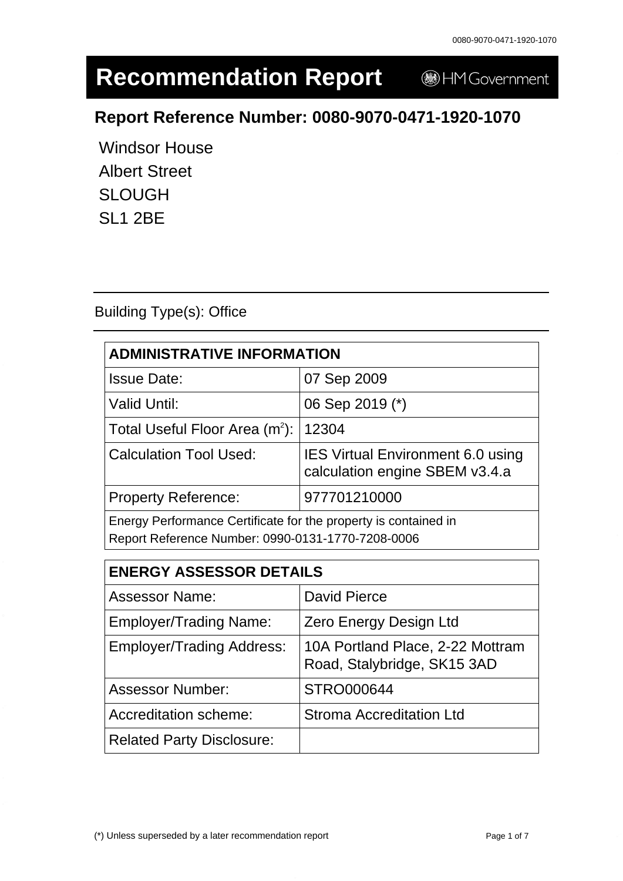# Recommendation Report

HM Government

## Report Reference Number: 0080-9070-0471-1920-1070

Windsor House
Albert Street
SLOUGH
SL1 2BE

Building Type(s): Office

| ADMINISTRATIVE INFORMATION | |
|---|---|
| Issue Date: | 07 Sep 2009 |
| Valid Until: | 06 Sep 2019 (*) |
| Total Useful Floor Area ($m^2$): | 12304 |
| Calculation Tool Used: | IES Virtual Environment 6.0 using calculation engine SBEM v3.4.a |
| Property Reference: | 977701210000 |
| Energy Performance Certificate for the property is contained in Report Reference Number: 0990-0131-1770-7208-0006 | |

| ENERGY ASSESSOR DETAILS | |
|---|---|
| Assessor Name: | David Pierce |
| Employer/Trading Name: | Zero Energy Design Ltd |
| Employer/Trading Address: | 10A Portland Place, 2-22 Mottram Road, Stalybridge, SK15 3AD |
| Assessor Number: | STRO000644 |
| Accreditation scheme: | Stroma Accreditation Ltd |
| Related Party Disclosure: | |

(*) Unless superseded by a later recommendation report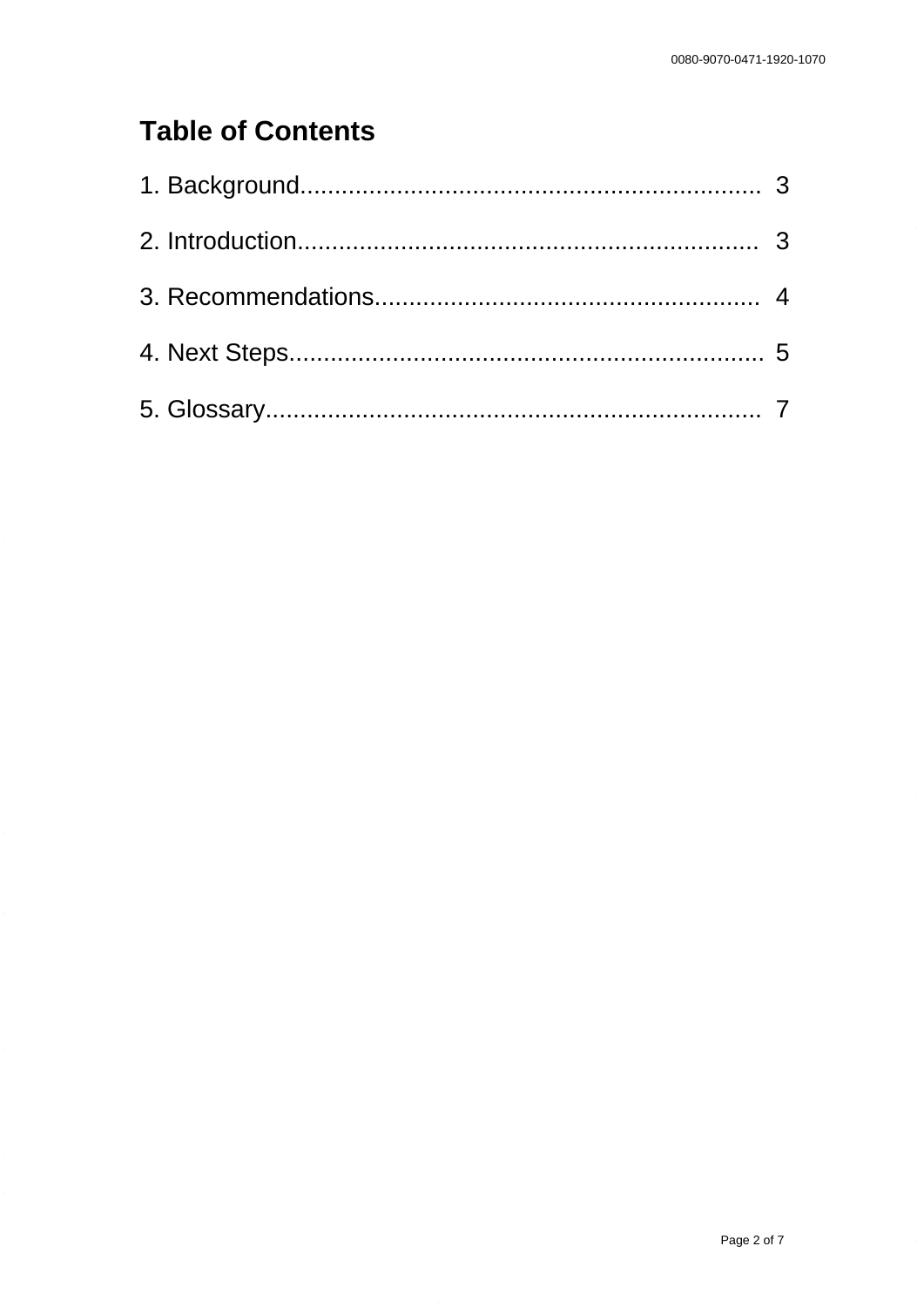# Table of Contents

1. Background.................................................................. 3

2. Introduction.................................................................. 3

3. Recommendations........................................................ 4

4. Next Steps.................................................................... 5

5. Glossary...................................................................... 7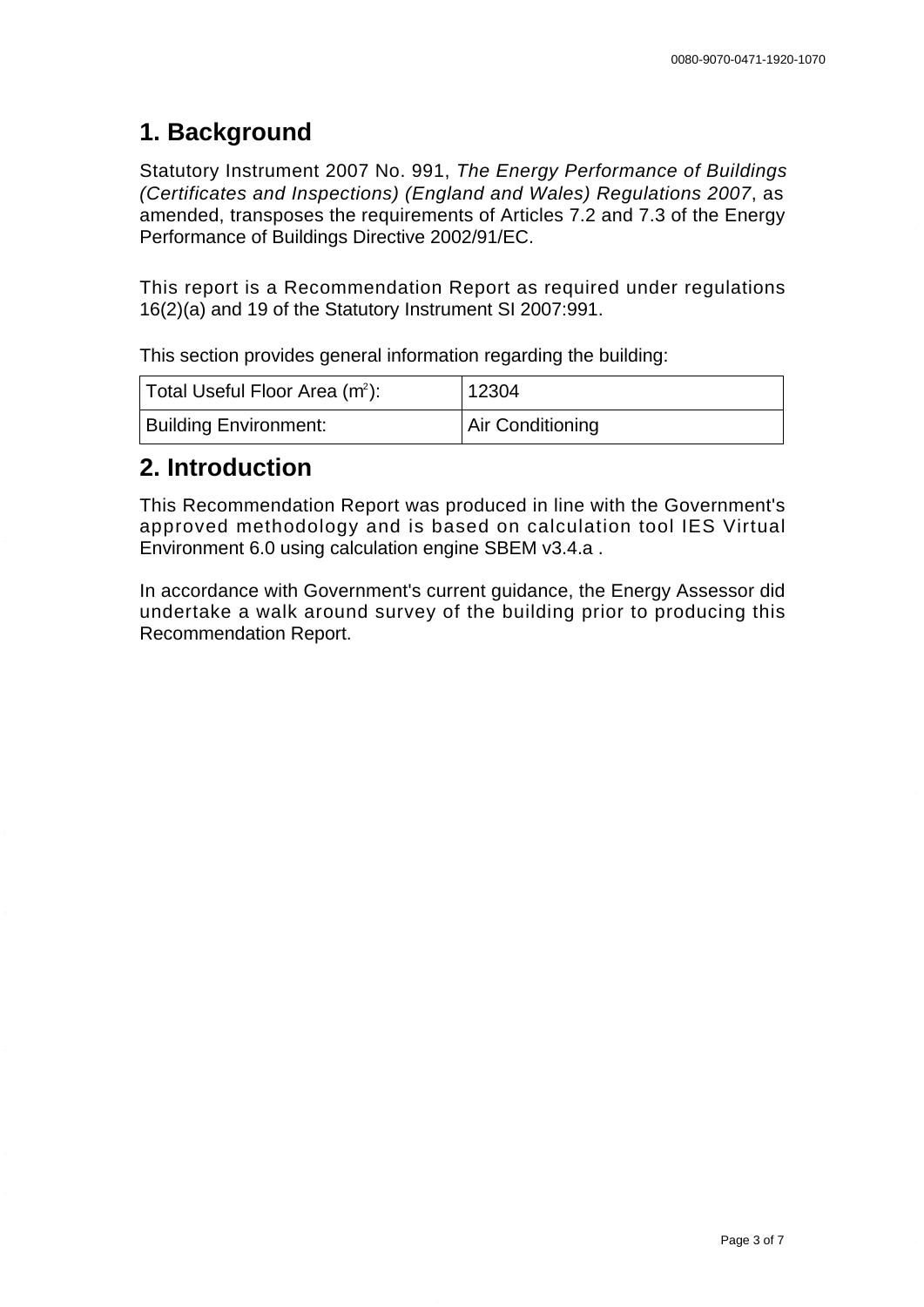## 1. Background

Statutory Instrument 2007 No. 991, *The Energy Performance of Buildings (Certificates and Inspections) (England and Wales) Regulations 2007*, as amended, transposes the requirements of Articles 7.2 and 7.3 of the Energy Performance of Buildings Directive 2002/91/EC.

This report is a Recommendation Report as required under regulations 16(2)(a) and 19 of the Statutory Instrument SI 2007:991.

This section provides general information regarding the building:

| Total Useful Floor Area ($m^2$): | 12304 |
|---|---|
| Building Environment: | Air Conditioning |

## 2. Introduction

This Recommendation Report was produced in line with the Government's approved methodology and is based on calculation tool IES Virtual Environment 6.0 using calculation engine SBEM v3.4.a .

In accordance with Government's current guidance, the Energy Assessor did undertake a walk around survey of the building prior to producing this Recommendation Report.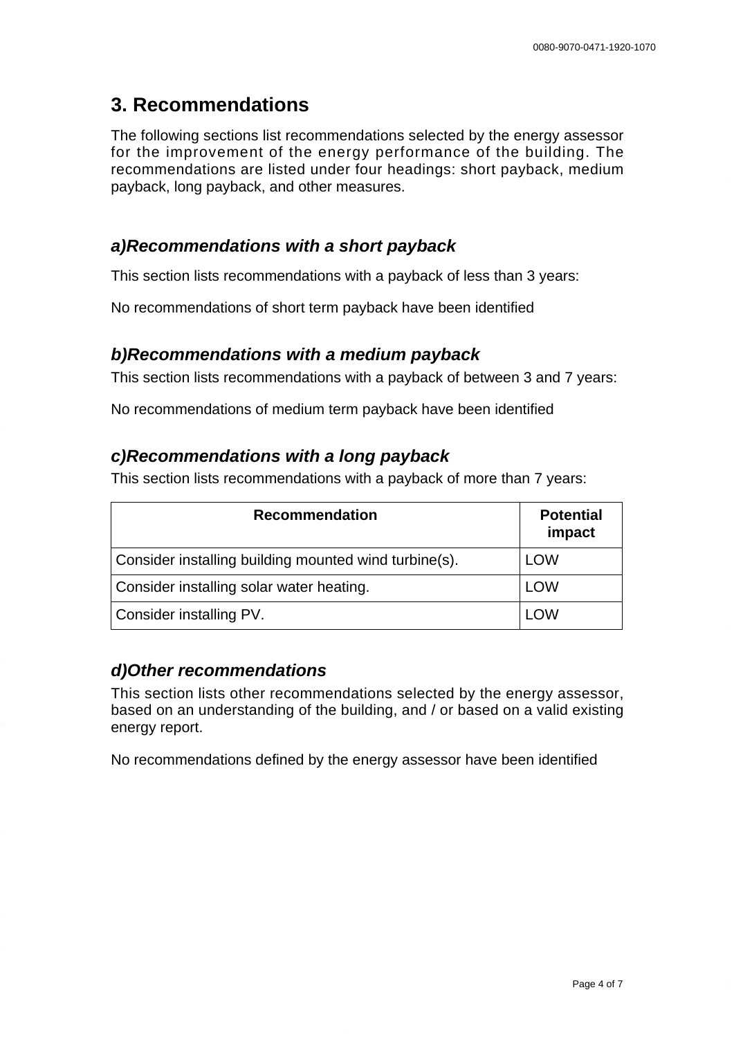## 3. Recommendations

The following sections list recommendations selected by the energy assessor for the improvement of the energy performance of the building. The recommendations are listed under four headings: short payback, medium payback, long payback, and other measures.

### *a)Recommendations with a short payback*

This section lists recommendations with a payback of less than 3 years:

No recommendations of short term payback have been identified

### *b)Recommendations with a medium payback*

This section lists recommendations with a payback of between 3 and 7 years:

No recommendations of medium term payback have been identified

### *c)Recommendations with a long payback*

This section lists recommendations with a payback of more than 7 years:

| Recommendation | Potential impact |
| --- | --- |
| Consider installing building mounted wind turbine(s). | LOW |
| Consider installing solar water heating. | LOW |
| Consider installing PV. | LOW |

### *d)Other recommendations*

This section lists other recommendations selected by the energy assessor, based on an understanding of the building, and / or based on a valid existing energy report.

No recommendations defined by the energy assessor have been identified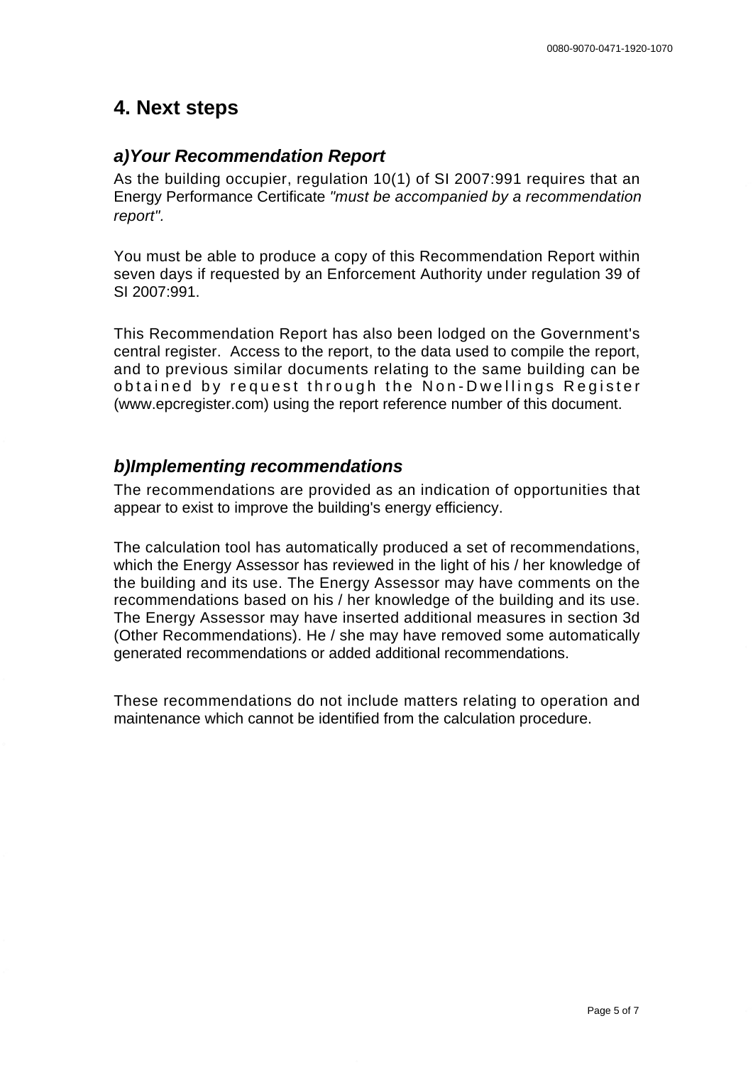## 4. Next steps

### *a)Your Recommendation Report*

As the building occupier, regulation 10(1) of SI 2007:991 requires that an Energy Performance Certificate *"must be accompanied by a recommendation report".*

You must be able to produce a copy of this Recommendation Report within seven days if requested by an Enforcement Authority under regulation 39 of SI 2007:991.

This Recommendation Report has also been lodged on the Government's central register. Access to the report, to the data used to compile the report, and to previous similar documents relating to the same building can be obtained by request through the Non-Dwellings Register (www.epcregister.com) using the report reference number of this document.

### *b)Implementing recommendations*

The recommendations are provided as an indication of opportunities that appear to exist to improve the building's energy efficiency.

The calculation tool has automatically produced a set of recommendations, which the Energy Assessor has reviewed in the light of his / her knowledge of the building and its use. The Energy Assessor may have comments on the recommendations based on his / her knowledge of the building and its use. The Energy Assessor may have inserted additional measures in section 3d (Other Recommendations). He / she may have removed some automatically generated recommendations or added additional recommendations.

These recommendations do not include matters relating to operation and maintenance which cannot be identified from the calculation procedure.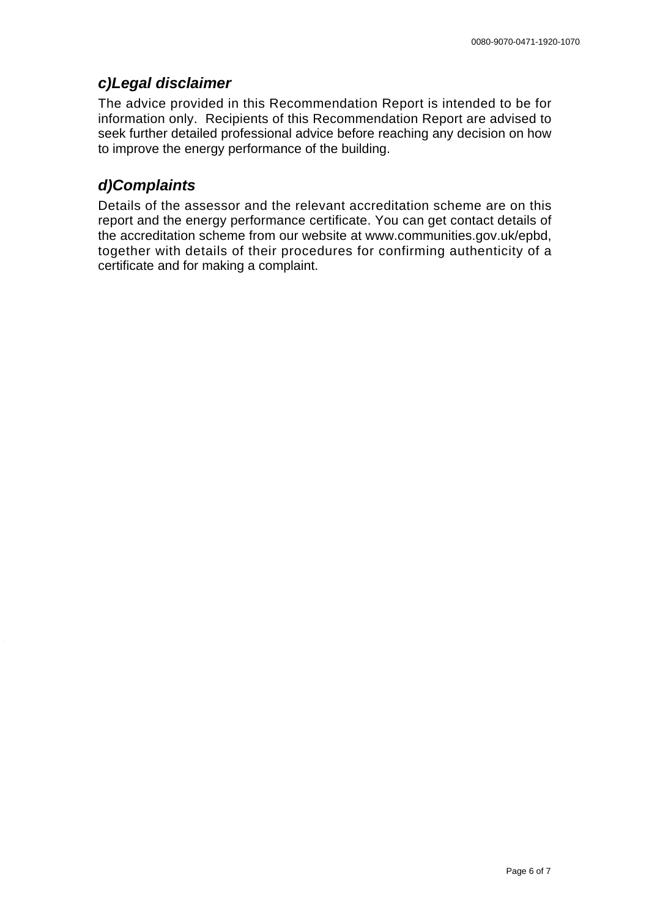## *c)Legal disclaimer*

The advice provided in this Recommendation Report is intended to be for information only. Recipients of this Recommendation Report are advised to seek further detailed professional advice before reaching any decision on how to improve the energy performance of the building.

## *d)Complaints*

Details of the assessor and the relevant accreditation scheme are on this report and the energy performance certificate. You can get contact details of the accreditation scheme from our website at www.communities.gov.uk/epbd, together with details of their procedures for confirming authenticity of a certificate and for making a complaint.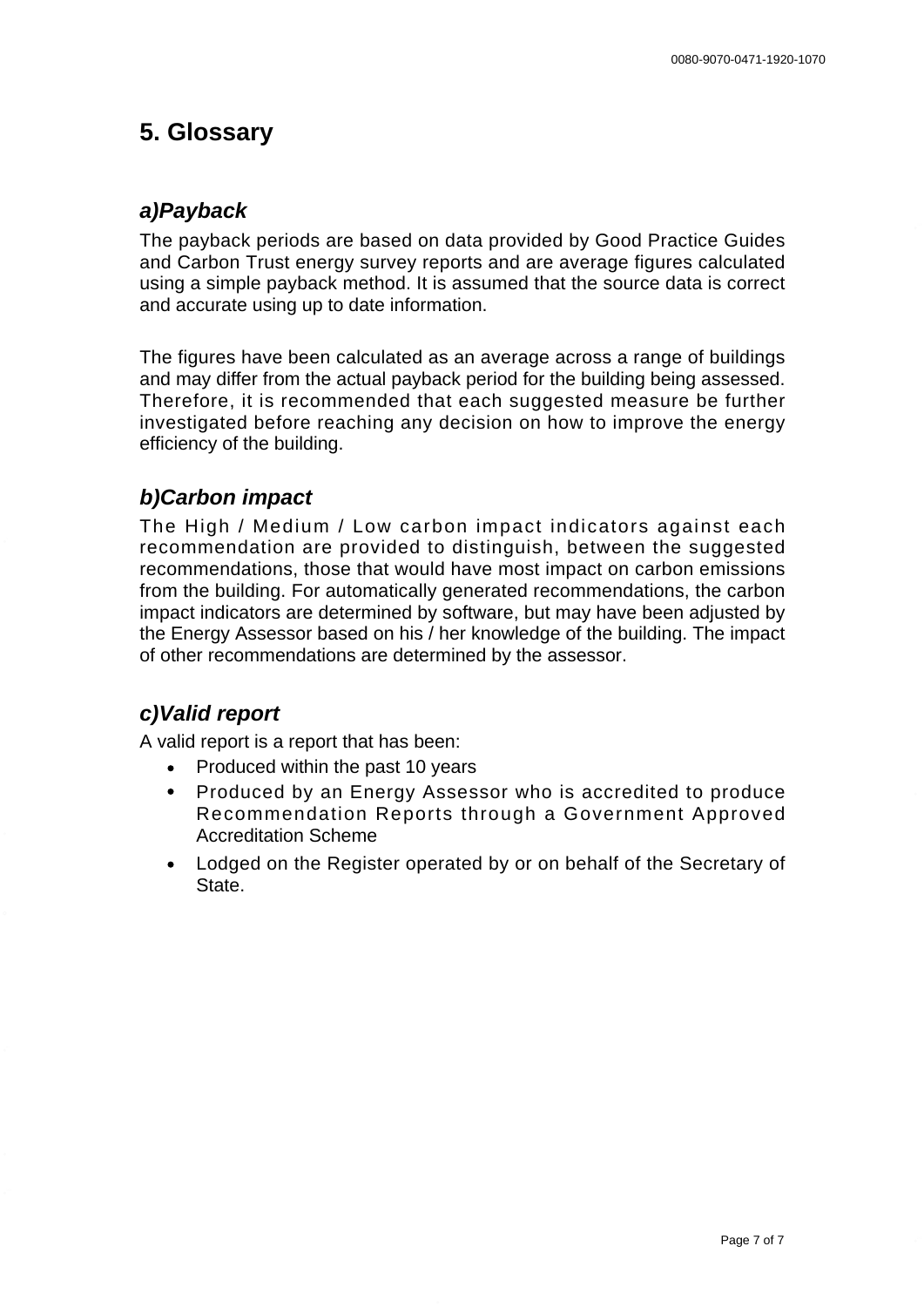## 5. Glossary

### *a)Payback*

The payback periods are based on data provided by Good Practice Guides and Carbon Trust energy survey reports and are average figures calculated using a simple payback method. It is assumed that the source data is correct and accurate using up to date information.

The figures have been calculated as an average across a range of buildings and may differ from the actual payback period for the building being assessed. Therefore, it is recommended that each suggested measure be further investigated before reaching any decision on how to improve the energy efficiency of the building.

### *b)Carbon impact*

The High / Medium / Low carbon impact indicators against each recommendation are provided to distinguish, between the suggested recommendations, those that would have most impact on carbon emissions from the building. For automatically generated recommendations, the carbon impact indicators are determined by software, but may have been adjusted by the Energy Assessor based on his / her knowledge of the building. The impact of other recommendations are determined by the assessor.

### *c)Valid report*

A valid report is a report that has been:

- Produced within the past 10 years
- Produced by an Energy Assessor who is accredited to produce Recommendation Reports through a Government Approved Accreditation Scheme
- Lodged on the Register operated by or on behalf of the Secretary of State.